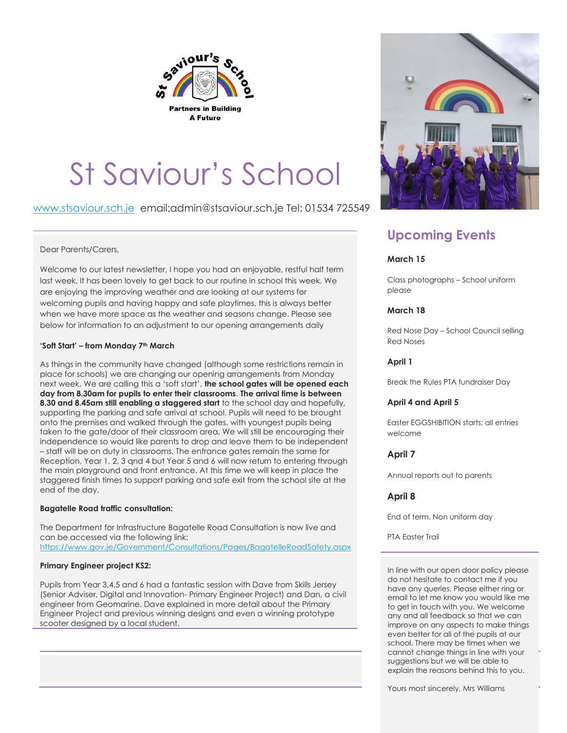St Saviour's School

Partners in Building A Future

# St Saviour's School

www.stsaviour.sch.je email:admin@stsaviour.sch.je Tel: 01534 725549

Dear Parents/Carers,

Welcome to our latest newsletter, I hope you had an enjoyable, restful half term last week. It has been lovely to get back to our routine in school this week. We are enjoying the improving weather and are looking at our systems for welcoming pupils and having happy and safe playtimes, this is always better when we have more space as the weather and seasons change. Please see below for information to an adjustment to our opening arrangements daily

**'Soft Start' – from Monday 7th March**

As things in the community have changed (although some restrictions remain in place for schools) we are changing our opening arrangements from Monday next week. We are calling this a 'soft start', **the school gates will be opened each day from 8.30am for pupils to enter their classrooms**. **The arrival time is between 8.30 and 8.45am still enabling a staggered start** to the school day and hopefully, supporting the parking and safe arrival at school. Pupils will need to be brought onto the premises and walked through the gates, with youngest pupils being taken to the gate/door of their classroom area. We will still be encouraging their independence so would like parents to drop and leave them to be independent – staff will be on duty in classrooms. The entrance gates remain the same for Reception, Year 1, 2, 3 qnd 4 but Year 5 and 6 will now return to entering through the main playground and front entrance. At this time we will keep in place the staggered finish times to support parking and safe exit from the school site at the end of the day.

**Bagatelle Road traffic consultation:**

The Department for Infrastructure Bagatelle Road Consultation is now live and can be accessed via the following link:
https://www.gov.je/Government/Consultations/Pages/BagatelleRoadSafety.aspx

**Primary Engineer project KS2:**

Pupils from Year 3,4,5 and 6 had a fantastic session with Dave from Skills Jersey (Senior Adviser, Digital and Innovation- Primary Engineer Project) and Dan, a civil engineer from Geomarine. Dave explained in more detail about the Primary Engineer Project and previous winning designs and even a winning prototype scooter designed by a local student.

## Upcoming Events

**March 15**

Class photographs – School uniform please

**March 18**

Red Nose Day – School Council selling Red Noses

**April 1**

Break the Rules PTA fundraiser Day

**April 4 and April 5**

Easter EGGSHIBITION starts; all entries welcome

**April 7**

Annual reports out to parents

**April 8**

End of term. Non uniform day

PTA Easter Trail

In line with our open door policy please do not hesitate to contact me if you have any queries. Please either ring or email to let me know you would like me to get in touch with you. We welcome any and all feedback so that we can improve on any aspects to make things even better for all of the pupils at our school. There may be times when we cannot change things in line with your suggestions but we will be able to explain the reasons behind this to you.

Yours most sincerely, Mrs Williams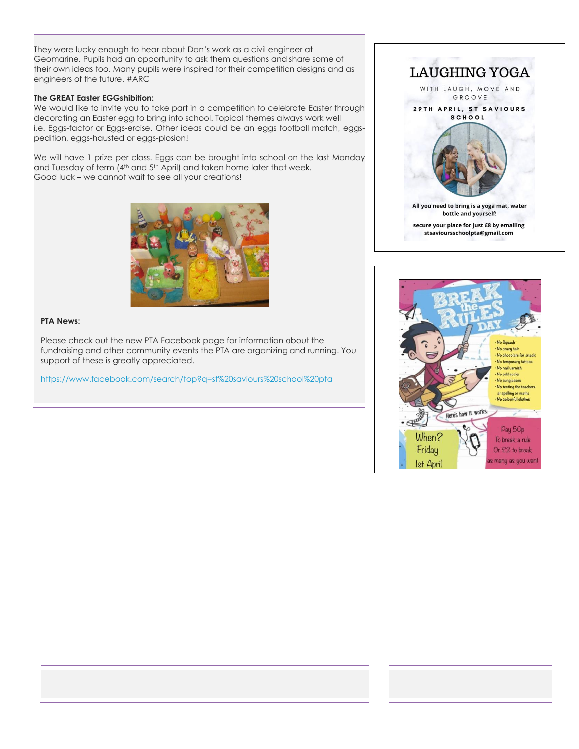They were lucky enough to hear about Dan's work as a civil engineer at Geomarine. Pupils had an opportunity to ask them questions and share some of their own ideas too. Many pupils were inspired for their competition designs and as engineers of the future. #ARC

**The GREAT Easter EGGshibition:**

We would like to invite you to take part in a competition to celebrate Easter through decorating an Easter egg to bring into school. Topical themes always work well i.e. Eggs-factor or Eggs-ercise. Other ideas could be an eggs football match, eggs-pedition, eggs-hausted or eggs-plosion!

We will have 1 prize per class. Eggs can be brought into school on the last Monday and Tuesday of term (4th and 5th April) and taken home later that week.
Good luck – we cannot wait to see all your creations!

**PTA News:**

Please check out the new PTA Facebook page for information about the fundraising and other community events the PTA are organizing and running. You support of these is greatly appreciated.

https://www.facebook.com/search/top?q=st%20saviours%20school%20pta

# LAUGHING YOGA

WITH LAUGH, MOVE AND GROOVE

29TH APRIL, ST SAVIOURS SCHOOL

**All you need to bring is a yoga mat, water bottle and yourself!**

**secure your place for just £8 by emailing stsavioursschoolpta@gmail.com**

# BREAK the RULES DAY

- No Squash
- No crazy hair
- No chocolate for snack
- No temporary tattoos
- No nail varnish
- No odd socks
- No sunglasses
- No testing the teachers at spelling or maths
- No colourful clothes

Here's how it works:

When? Friday 1st April

Pay 50p To break a rule
Or £2 to break as many as you want